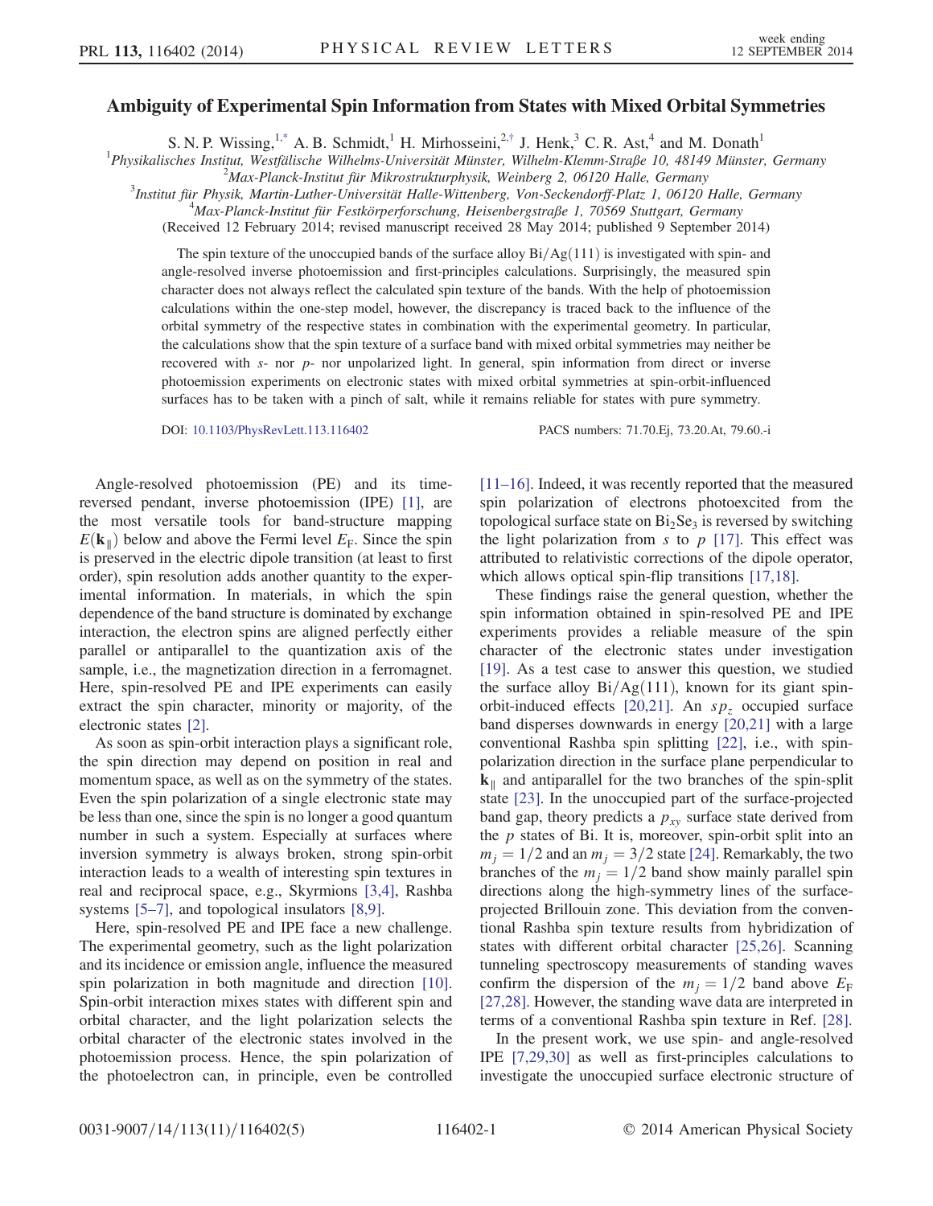# Ambiguity of Experimental Spin Information from States with Mixed Orbital Symmetries

S. N. P. Wissing,[1,*] A. B. Schmidt,[1] H. Mirhosseini,[2,†] J. Henk,[3] C. R. Ast,[4] and M. Donath[1]

[1]Physikalisches Institut, Westfälische Wilhelms-Universität Münster, Wilhelm-Klemm-Straße 10, 48149 Münster, Germany
[2]Max-Planck-Institut für Mikrostrukturphysik, Weinberg 2, 06120 Halle, Germany
[3]Institut für Physik, Martin-Luther-Universität Halle-Wittenberg, Von-Seckendorff-Platz 1, 06120 Halle, Germany
[4]Max-Planck-Institut für Festkörperforschung, Heisenbergstraße 1, 70569 Stuttgart, Germany

(Received 12 February 2014; revised manuscript received 28 May 2014; published 9 September 2014)

The spin texture of the unoccupied bands of the surface alloy Bi/Ag(111) is investigated with spin- and angle-resolved inverse photoemission and first-principles calculations. Surprisingly, the measured spin character does not always reflect the calculated spin texture of the bands. With the help of photoemission calculations within the one-step model, however, the discrepancy is traced back to the influence of the orbital symmetry of the respective states in combination with the experimental geometry. In particular, the calculations show that the spin texture of a surface band with mixed orbital symmetries may neither be recovered with *s*- nor *p*- nor unpolarized light. In general, spin information from direct or inverse photoemission experiments on electronic states with mixed orbital symmetries at spin-orbit-influenced surfaces has to be taken with a pinch of salt, while it remains reliable for states with pure symmetry.

DOI: 10.1103/PhysRevLett.113.116402 PACS numbers: 71.70.Ej, 73.20.At, 79.60.-i

Angle-resolved photoemission (PE) and its time-reversed pendant, inverse photoemission (IPE) [1], are the most versatile tools for band-structure mapping $E(\mathbf{k}_\parallel)$ below and above the Fermi level $E_F$. Since the spin is preserved in the electric dipole transition (at least to first order), spin resolution adds another quantity to the experimental information. In materials, in which the spin dependence of the band structure is dominated by exchange interaction, the electron spins are aligned perfectly either parallel or antiparallel to the quantization axis of the sample, i.e., the magnetization direction in a ferromagnet. Here, spin-resolved PE and IPE experiments can easily extract the spin character, minority or majority, of the electronic states [2].

As soon as spin-orbit interaction plays a significant role, the spin direction may depend on position in real and momentum space, as well as on the symmetry of the states. Even the spin polarization of a single electronic state may be less than one, since the spin is no longer a good quantum number in such a system. Especially at surfaces where inversion symmetry is always broken, strong spin-orbit interaction leads to a wealth of interesting spin textures in real and reciprocal space, e.g., Skyrmions [3,4], Rashba systems [5–7], and topological insulators [8,9].

Here, spin-resolved PE and IPE face a new challenge. The experimental geometry, such as the light polarization and its incidence or emission angle, influence the measured spin polarization in both magnitude and direction [10]. Spin-orbit interaction mixes states with different spin and orbital character, and the light polarization selects the orbital character of the electronic states involved in the photoemission process. Hence, the spin polarization of the photoelectron can, in principle, even be controlled [11–16]. Indeed, it was recently reported that the measured spin polarization of electrons photoexcited from the topological surface state on $Bi_2Se_3$ is reversed by switching the light polarization from *s* to *p* [17]. This effect was attributed to relativistic corrections of the dipole operator, which allows optical spin-flip transitions [17,18].

These findings raise the general question, whether the spin information obtained in spin-resolved PE and IPE experiments provides a reliable measure of the spin character of the electronic states under investigation [19]. As a test case to answer this question, we studied the surface alloy Bi/Ag(111), known for its giant spin-orbit-induced effects [20,21]. An $sp_z$ occupied surface band disperses downwards in energy [20,21] with a large conventional Rashba spin splitting [22], i.e., with spin-polarization direction in the surface plane perpendicular to $\mathbf{k}_\parallel$ and antiparallel for the two branches of the spin-split state [23]. In the unoccupied part of the surface-projected band gap, theory predicts a $p_{xy}$ surface state derived from the *p* states of Bi. It is, moreover, spin-orbit split into an $m_j = 1/2$ and an $m_j = 3/2$ state [24]. Remarkably, the two branches of the $m_j = 1/2$ band show mainly parallel spin directions along the high-symmetry lines of the surface-projected Brillouin zone. This deviation from the conventional Rashba spin texture results from hybridization of states with different orbital character [25,26]. Scanning tunneling spectroscopy measurements of standing waves confirm the dispersion of the $m_j = 1/2$ band above $E_F$ [27,28]. However, the standing wave data are interpreted in terms of a conventional Rashba spin texture in Ref. [28].

In the present work, we use spin- and angle-resolved IPE [7,29,30] as well as first-principles calculations to investigate the unoccupied surface electronic structure of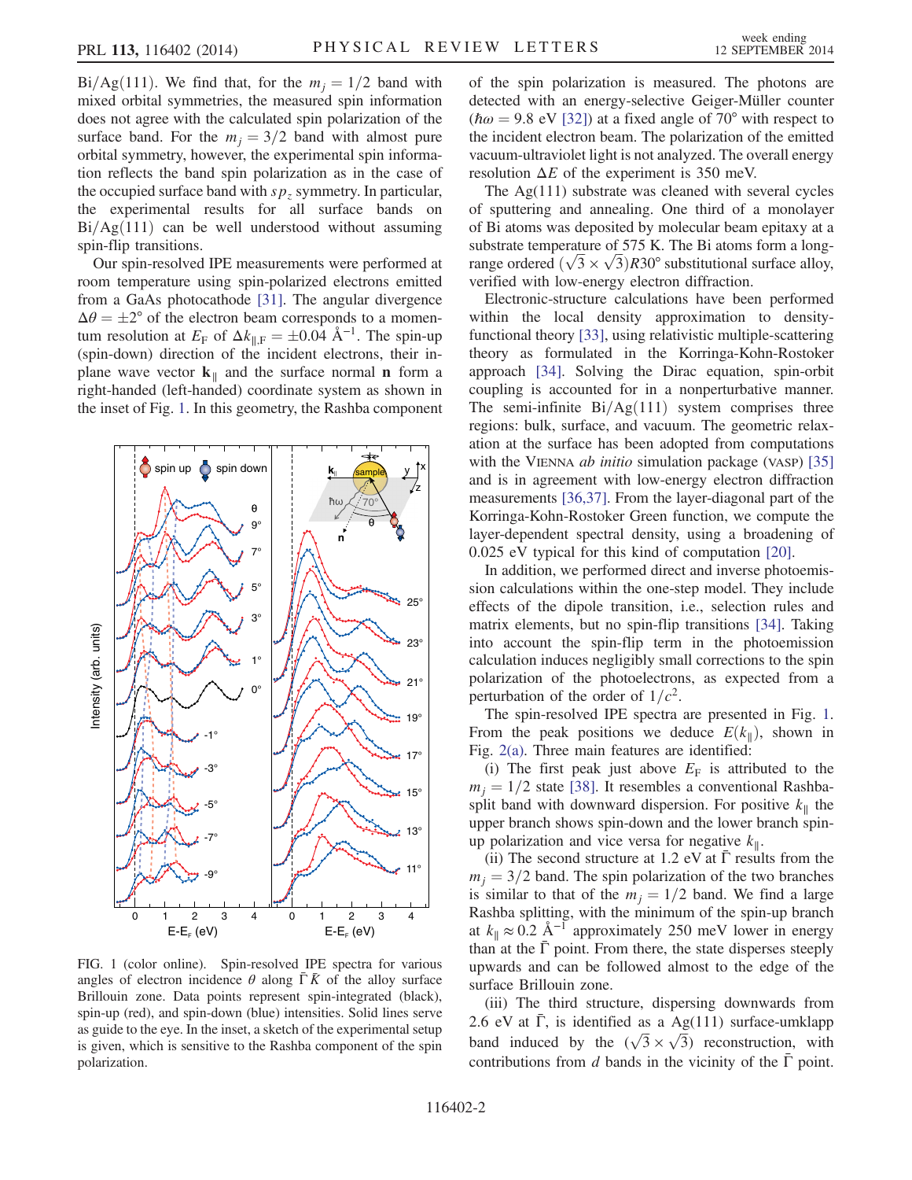Bi/Ag(111). We find that, for the $m_j = 1/2$ band with mixed orbital symmetries, the measured spin information does not agree with the calculated spin polarization of the surface band. For the $m_j = 3/2$ band with almost pure orbital symmetry, however, the experimental spin information reflects the band spin polarization as in the case of the occupied surface band with $sp_z$ symmetry. In particular, the experimental results for all surface bands on Bi/Ag(111) can be well understood without assuming spin-flip transitions.

Our spin-resolved IPE measurements were performed at room temperature using spin-polarized electrons emitted from a GaAs photocathode [31]. The angular divergence $\Delta\theta = \pm 2°$ of the electron beam corresponds to a momentum resolution at $E_F$ of $\Delta k_{\parallel,F} = \pm 0.04$ Å$^{-1}$. The spin-up (spin-down) direction of the incident electrons, their in-plane wave vector $\mathbf{k}_{\parallel}$ and the surface normal $\mathbf{n}$ form a right-handed (left-handed) coordinate system as shown in the inset of Fig. 1. In this geometry, the Rashba component of the spin polarization is measured. The photons are detected with an energy-selective Geiger-Müller counter ($\hbar\omega = 9.8$ eV [32]) at a fixed angle of 70° with respect to the incident electron beam. The polarization of the emitted vacuum-ultraviolet light is not analyzed. The overall energy resolution $\Delta E$ of the experiment is 350 meV.

FIG. 1 (color online). Spin-resolved IPE spectra for various angles of electron incidence $\theta$ along $\bar{\Gamma}\bar{K}$ of the alloy surface Brillouin zone. Data points represent spin-integrated (black), spin-up (red), and spin-down (blue) intensities. Solid lines serve as guide to the eye. In the inset, a sketch of the experimental setup is given, which is sensitive to the Rashba component of the spin polarization.

The Ag(111) substrate was cleaned with several cycles of sputtering and annealing. One third of a monolayer of Bi atoms was deposited by molecular beam epitaxy at a substrate temperature of 575 K. The Bi atoms form a long-range ordered $(\sqrt{3}\times\sqrt{3})R30°$ substitutional surface alloy, verified with low-energy electron diffraction.

Electronic-structure calculations have been performed within the local density approximation to density-functional theory [33], using relativistic multiple-scattering theory as formulated in the Korringa-Kohn-Rostoker approach [34]. Solving the Dirac equation, spin-orbit coupling is accounted for in a nonperturbative manner. The semi-infinite Bi/Ag(111) system comprises three regions: bulk, surface, and vacuum. The geometric relaxation at the surface has been adopted from computations with the VIENNA *ab initio* simulation package (VASP) [35] and is in agreement with low-energy electron diffraction measurements [36,37]. From the layer-diagonal part of the Korringa-Kohn-Rostoker Green function, we compute the layer-dependent spectral density, using a broadening of 0.025 eV typical for this kind of computation [20].

In addition, we performed direct and inverse photoemission calculations within the one-step model. They include effects of the dipole transition, i.e., selection rules and matrix elements, but no spin-flip transitions [34]. Taking into account the spin-flip term in the photoemission calculation induces negligibly small corrections to the spin polarization of the photoelectrons, as expected from a perturbation of the order of $1/c^2$.

The spin-resolved IPE spectra are presented in Fig. 1. From the peak positions we deduce $E(k_{\parallel})$, shown in Fig. 2(a). Three main features are identified:

(i) The first peak just above $E_F$ is attributed to the $m_j = 1/2$ state [38]. It resembles a conventional Rashba-split band with downward dispersion. For positive $k_{\parallel}$ the upper branch shows spin-down and the lower branch spin-up polarization and vice versa for negative $k_{\parallel}$.

(ii) The second structure at 1.2 eV at $\bar{\Gamma}$ results from the $m_j = 3/2$ band. The spin polarization of the two branches is similar to that of the $m_j = 1/2$ band. We find a large Rashba splitting, with the minimum of the spin-up branch at $k_{\parallel} \approx 0.2$ Å$^{-1}$ approximately 250 meV lower in energy than at the $\bar{\Gamma}$ point. From there, the state disperses steeply upwards and can be followed almost to the edge of the surface Brillouin zone.

(iii) The third structure, dispersing downwards from 2.6 eV at $\bar{\Gamma}$, is identified as a Ag(111) surface-umklapp band induced by the $(\sqrt{3}\times\sqrt{3})$ reconstruction, with contributions from $d$ bands in the vicinity of the $\bar{\Gamma}$ point.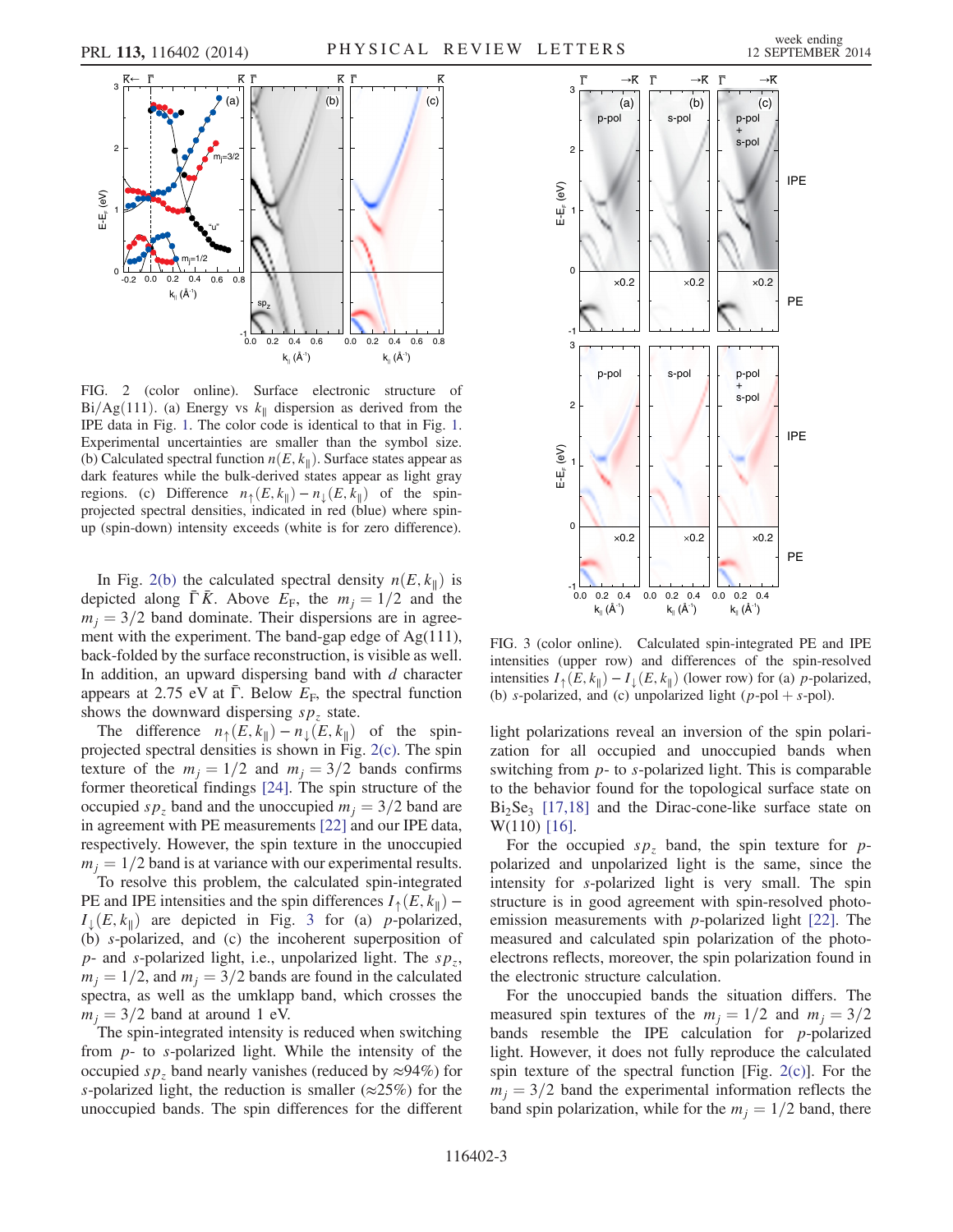FIG. 2 (color online). Surface electronic structure of Bi/Ag(111). (a) Energy vs $k_{\|}$ dispersion as derived from the IPE data in Fig. 1. The color code is identical to that in Fig. 1. Experimental uncertainties are smaller than the symbol size. (b) Calculated spectral function $n(E, k_{\|})$. Surface states appear as dark features while the bulk-derived states appear as light gray regions. (c) Difference $n_{\uparrow}(E, k_{\|}) - n_{\downarrow}(E, k_{\|})$ of the spin-projected spectral densities, indicated in red (blue) where spin-up (spin-down) intensity exceeds (white is for zero difference).

In Fig. 2(b) the calculated spectral density $n(E, k_{\|})$ is depicted along $\bar{\Gamma}\bar{K}$. Above $E_F$, the $m_j = 1/2$ and the $m_j = 3/2$ band dominate. Their dispersions are in agreement with the experiment. The band-gap edge of Ag(111), back-folded by the surface reconstruction, is visible as well. In addition, an upward dispersing band with $d$ character appears at 2.75 eV at $\bar{\Gamma}$. Below $E_F$, the spectral function shows the downward dispersing $sp_z$ state.

The difference $n_{\uparrow}(E, k_{\|}) - n_{\downarrow}(E, k_{\|})$ of the spin-projected spectral densities is shown in Fig. 2(c). The spin texture of the $m_j = 1/2$ and $m_j = 3/2$ bands confirms former theoretical findings [24]. The spin structure of the occupied $sp_z$ band and the unoccupied $m_j = 3/2$ band are in agreement with PE measurements [22] and our IPE data, respectively. However, the spin texture in the unoccupied $m_j = 1/2$ band is at variance with our experimental results.

To resolve this problem, the calculated spin-integrated PE and IPE intensities and the spin differences $I_{\uparrow}(E, k_{\|}) - I_{\downarrow}(E, k_{\|})$ are depicted in Fig. 3 for (a) $p$-polarized, (b) $s$-polarized, and (c) the incoherent superposition of $p$- and $s$-polarized light, i.e., unpolarized light. The $sp_z$, $m_j = 1/2$, and $m_j = 3/2$ bands are found in the calculated spectra, as well as the umklapp band, which crosses the $m_j = 3/2$ band at around 1 eV.

The spin-integrated intensity is reduced when switching from $p$- to $s$-polarized light. While the intensity of the occupied $sp_z$ band nearly vanishes (reduced by ≈94%) for $s$-polarized light, the reduction is smaller (≈25%) for the unoccupied bands. The spin differences for the different light polarizations reveal an inversion of the spin polarization for all occupied and unoccupied bands when switching from $p$- to $s$-polarized light. This is comparable to the behavior found for the topological surface state on $Bi_2Se_3$ [17,18] and the Dirac-cone-like surface state on W(110) [16].

FIG. 3 (color online). Calculated spin-integrated PE and IPE intensities (upper row) and differences of the spin-resolved intensities $I_{\uparrow}(E, k_{\|}) - I_{\downarrow}(E, k_{\|})$ (lower row) for (a) $p$-polarized, (b) $s$-polarized, and (c) unpolarized light ($p$-pol + $s$-pol).

For the occupied $sp_z$ band, the spin texture for $p$-polarized and unpolarized light is the same, since the intensity for $s$-polarized light is very small. The spin structure is in good agreement with spin-resolved photoemission measurements with $p$-polarized light [22]. The measured and calculated spin polarization of the photoelectrons reflects, moreover, the spin polarization found in the electronic structure calculation.

For the unoccupied bands the situation differs. The measured spin textures of the $m_j = 1/2$ and $m_j = 3/2$ bands resemble the IPE calculation for $p$-polarized light. However, it does not fully reproduce the calculated spin texture of the spectral function [Fig. 2(c)]. For the $m_j = 3/2$ band the experimental information reflects the band spin polarization, while for the $m_j = 1/2$ band, there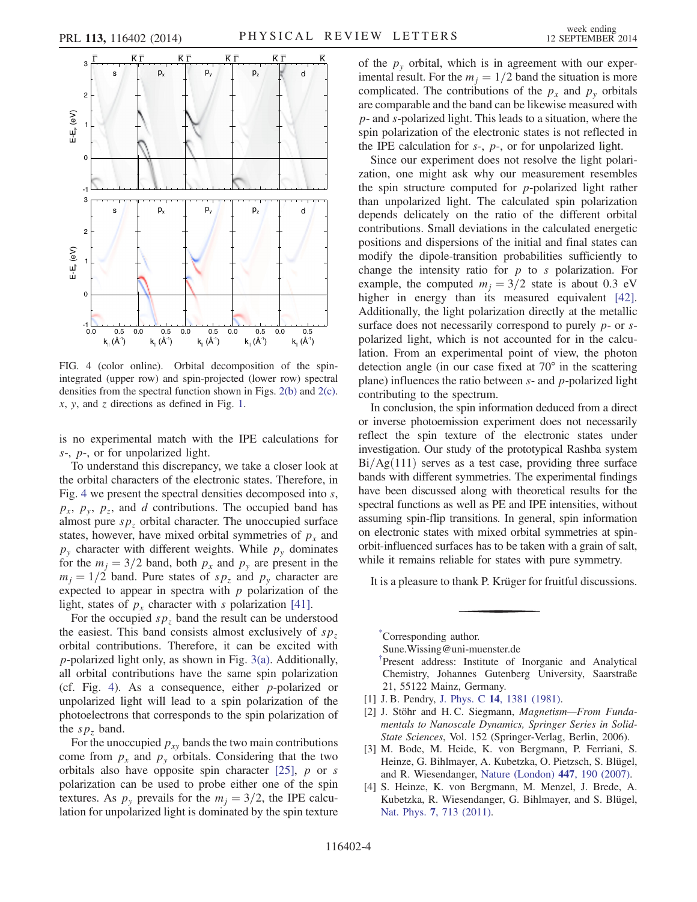FIG. 4 (color online). Orbital decomposition of the spin-integrated (upper row) and spin-projected (lower row) spectral densities from the spectral function shown in Figs. 2(b) and 2(c). $x$, $y$, and $z$ directions as defined in Fig. 1.

is no experimental match with the IPE calculations for $s$-, $p$-, or for unpolarized light.

To understand this discrepancy, we take a closer look at the orbital characters of the electronic states. Therefore, in Fig. 4 we present the spectral densities decomposed into $s$, $p_x$, $p_y$, $p_z$, and $d$ contributions. The occupied band has almost pure $sp_z$ orbital character. The unoccupied surface states, however, have mixed orbital symmetries of $p_x$ and $p_y$ character with different weights. While $p_y$ dominates for the $m_j = 3/2$ band, both $p_x$ and $p_y$ are present in the $m_j = 1/2$ band. Pure states of $sp_z$ and $p_y$ character are expected to appear in spectra with $p$ polarization of the light, states of $p_x$ character with $s$ polarization [41].

For the occupied $sp_z$ band the result can be understood the easiest. This band consists almost exclusively of $sp_z$ orbital contributions. Therefore, it can be excited with $p$-polarized light only, as shown in Fig. 3(a). Additionally, all orbital contributions have the same spin polarization (cf. Fig. 4). As a consequence, either $p$-polarized or unpolarized light will lead to a spin polarization of the photoelectrons that corresponds to the spin polarization of the $sp_z$ band.

For the unoccupied $p_{xy}$ bands the two main contributions come from $p_x$ and $p_y$ orbitals. Considering that the two orbitals also have opposite spin character [25], $p$ or $s$ polarization can be used to probe either one of the spin textures. As $p_y$ prevails for the $m_j = 3/2$, the IPE calculation for unpolarized light is dominated by the spin texture of the $p_y$ orbital, which is in agreement with our experimental result. For the $m_j = 1/2$ band the situation is more complicated. The contributions of the $p_x$ and $p_y$ orbitals are comparable and the band can be likewise measured with $p$- and $s$-polarized light. This leads to a situation, where the spin polarization of the electronic states is not reflected in the IPE calculation for $s$-, $p$-, or for unpolarized light.

Since our experiment does not resolve the light polarization, one might ask why our measurement resembles the spin structure computed for $p$-polarized light rather than unpolarized light. The calculated spin polarization depends delicately on the ratio of the different orbital contributions. Small deviations in the calculated energetic positions and dispersions of the initial and final states can modify the dipole-transition probabilities sufficiently to change the intensity ratio for $p$ to $s$ polarization. For example, the computed $m_j = 3/2$ state is about 0.3 eV higher in energy than its measured equivalent [42]. Additionally, the light polarization directly at the metallic surface does not necessarily correspond to purely $p$- or $s$-polarized light, which is not accounted for in the calculation. From an experimental point of view, the photon detection angle (in our case fixed at 70° in the scattering plane) influences the ratio between $s$- and $p$-polarized light contributing to the spectrum.

In conclusion, the spin information deduced from a direct or inverse photoemission experiment does not necessarily reflect the spin texture of the electronic states under investigation. Our study of the prototypical Rashba system Bi/Ag(111) serves as a test case, providing three surface bands with different symmetries. The experimental findings have been discussed along with theoretical results for the spectral functions as well as PE and IPE intensities, without assuming spin-flip transitions. In general, spin information on electronic states with mixed orbital symmetries at spin-orbit-influenced surfaces has to be taken with a grain of salt, while it remains reliable for states with pure symmetry.

It is a pleasure to thank P. Krüger for fruitful discussions.

---

[*]Corresponding author.
Sune.Wissing@uni-muenster.de

[†]Present address: Institute of Inorganic and Analytical Chemistry, Johannes Gutenberg University, Saarstraße 21, 55122 Mainz, Germany.

[1] J. B. Pendry, J. Phys. C **14**, 1381 (1981).

[2] J. Stöhr and H. C. Siegmann, *Magnetism—From Fundamentals to Nanoscale Dynamics, Springer Series in Solid-State Sciences*, Vol. 152 (Springer-Verlag, Berlin, 2006).

[3] M. Bode, M. Heide, K. von Bergmann, P. Ferriani, S. Heinze, G. Bihlmayer, A. Kubetzka, O. Pietzsch, S. Blügel, and R. Wiesendanger, Nature (London) **447**, 190 (2007).

[4] S. Heinze, K. von Bergmann, M. Menzel, J. Brede, A. Kubetzka, R. Wiesendanger, G. Bihlmayer, and S. Blügel, Nat. Phys. **7**, 713 (2011).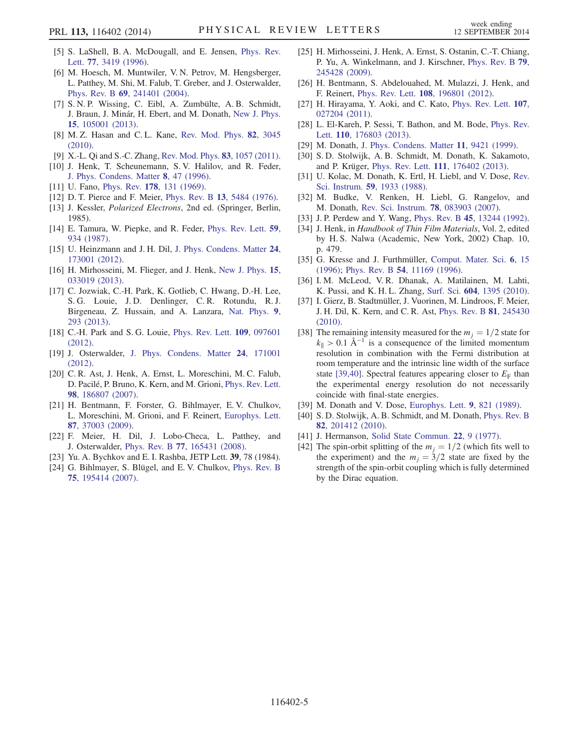[5] S. LaShell, B. A. McDougall, and E. Jensen, Phys. Rev. Lett. **77**, 3419 (1996).

[6] M. Hoesch, M. Muntwiler, V. N. Petrov, M. Hengsberger, L. Patthey, M. Shi, M. Falub, T. Greber, and J. Osterwalder, Phys. Rev. B **69**, 241401 (2004).

[7] S. N. P. Wissing, C. Eibl, A. Zumbülte, A. B. Schmidt, J. Braun, J. Minár, H. Ebert, and M. Donath, New J. Phys. **15**, 105001 (2013).

[8] M. Z. Hasan and C. L. Kane, Rev. Mod. Phys. **82**, 3045 (2010).

[9] X.-L. Qi and S.-C. Zhang, Rev. Mod. Phys. **83**, 1057 (2011).

[10] J. Henk, T. Scheunemann, S. V. Halilov, and R. Feder, J. Phys. Condens. Matter **8**, 47 (1996).

[11] U. Fano, Phys. Rev. **178**, 131 (1969).

[12] D. T. Pierce and F. Meier, Phys. Rev. B **13**, 5484 (1976).

[13] J. Kessler, *Polarized Electrons*, 2nd ed. (Springer, Berlin, 1985).

[14] E. Tamura, W. Piepke, and R. Feder, Phys. Rev. Lett. **59**, 934 (1987).

[15] U. Heinzmann and J. H. Dil, J. Phys. Condens. Matter **24**, 173001 (2012).

[16] H. Mirhosseini, M. Flieger, and J. Henk, New J. Phys. **15**, 033019 (2013).

[17] C. Jozwiak, C.-H. Park, K. Gotlieb, C. Hwang, D.-H. Lee, S. G. Louie, J. D. Denlinger, C. R. Rotundu, R. J. Birgeneau, Z. Hussain, and A. Lanzara, Nat. Phys. **9**, 293 (2013).

[18] C.-H. Park and S. G. Louie, Phys. Rev. Lett. **109**, 097601 (2012).

[19] J. Osterwalder, J. Phys. Condens. Matter **24**, 171001 (2012).

[20] C. R. Ast, J. Henk, A. Ernst, L. Moreschini, M. C. Falub, D. Pacilé, P. Bruno, K. Kern, and M. Grioni, Phys. Rev. Lett. **98**, 186807 (2007).

[21] H. Bentmann, F. Forster, G. Bihlmayer, E. V. Chulkov, L. Moreschini, M. Grioni, and F. Reinert, Europhys. Lett. **87**, 37003 (2009).

[22] F. Meier, H. Dil, J. Lobo-Checa, L. Patthey, and J. Osterwalder, Phys. Rev. B **77**, 165431 (2008).

[23] Yu. A. Bychkov and E. I. Rashba, JETP Lett. **39**, 78 (1984).

[24] G. Bihlmayer, S. Blügel, and E. V. Chulkov, Phys. Rev. B **75**, 195414 (2007).

[25] H. Mirhosseini, J. Henk, A. Ernst, S. Ostanin, C.-T. Chiang, P. Yu, A. Winkelmann, and J. Kirschner, Phys. Rev. B **79**, 245428 (2009).

[26] H. Bentmann, S. Abdelouahed, M. Mulazzi, J. Henk, and F. Reinert, Phys. Rev. Lett. **108**, 196801 (2012).

[27] H. Hirayama, Y. Aoki, and C. Kato, Phys. Rev. Lett. **107**, 027204 (2011).

[28] L. El-Kareh, P. Sessi, T. Bathon, and M. Bode, Phys. Rev. Lett. **110**, 176803 (2013).

[29] M. Donath, J. Phys. Condens. Matter **11**, 9421 (1999).

[30] S. D. Stolwijk, A. B. Schmidt, M. Donath, K. Sakamoto, and P. Krüger, Phys. Rev. Lett. **111**, 176402 (2013).

[31] U. Kolac, M. Donath, K. Ertl, H. Liebl, and V. Dose, Rev. Sci. Instrum. **59**, 1933 (1988).

[32] M. Budke, V. Renken, H. Liebl, G. Rangelov, and M. Donath, Rev. Sci. Instrum. **78**, 083903 (2007).

[33] J. P. Perdew and Y. Wang, Phys. Rev. B **45**, 13244 (1992).

[34] J. Henk, in *Handbook of Thin Film Materials*, Vol. 2, edited by H. S. Nalwa (Academic, New York, 2002) Chap. 10, p. 479.

[35] G. Kresse and J. Furthmüller, Comput. Mater. Sci. **6**, 15 (1996); Phys. Rev. B **54**, 11169 (1996).

[36] I. M. McLeod, V. R. Dhanak, A. Matilainen, M. Lahti, K. Pussi, and K. H. L. Zhang, Surf. Sci. **604**, 1395 (2010).

[37] I. Gierz, B. Stadtmüller, J. Vuorinen, M. Lindroos, F. Meier, J. H. Dil, K. Kern, and C. R. Ast, Phys. Rev. B **81**, 245430 (2010).

[38] The remaining intensity measured for the $m_j = 1/2$ state for $k_\parallel > 0.1$ Å$^{-1}$ is a consequence of the limited momentum resolution in combination with the Fermi distribution at room temperature and the intrinsic line width of the surface state [39,40]. Spectral features appearing closer to $E_F$ than the experimental energy resolution do not necessarily coincide with final-state energies.

[39] M. Donath and V. Dose, Europhys. Lett. **9**, 821 (1989).

[40] S. D. Stolwijk, A. B. Schmidt, and M. Donath, Phys. Rev. B **82**, 201412 (2010).

[41] J. Hermanson, Solid State Commun. **22**, 9 (1977).

[42] The spin-orbit splitting of the $m_j = 1/2$ (which fits well to the experiment) and the $m_j = 3/2$ state are fixed by the strength of the spin-orbit coupling which is fully determined by the Dirac equation.